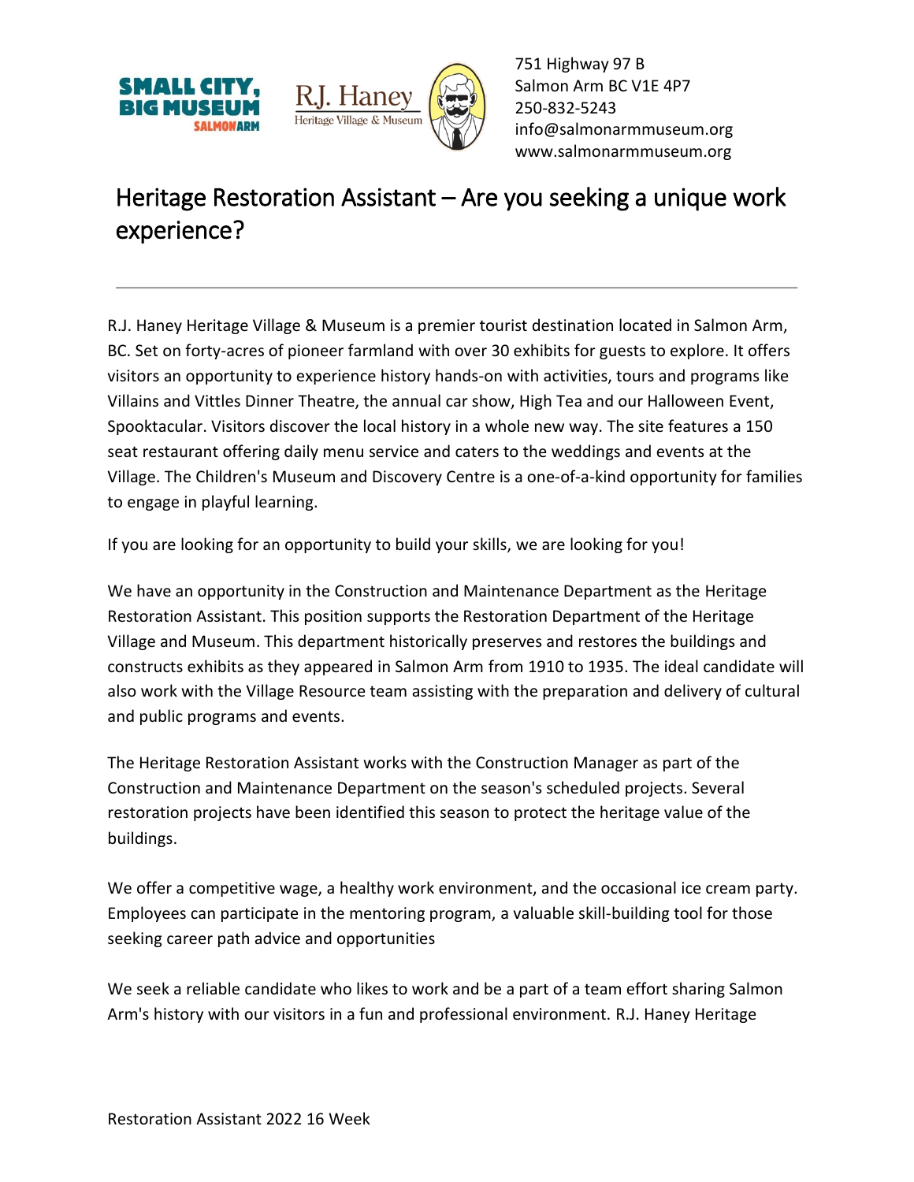751 Highway 97 B
Salmon Arm BC V1E 4P7
250-832-5243
info@salmonarmmuseum.org
www.salmonarmmuseum.org

# Heritage Restoration Assistant – Are you seeking a unique work experience?

---

R.J. Haney Heritage Village & Museum is a premier tourist destination located in Salmon Arm, BC. Set on forty-acres of pioneer farmland with over 30 exhibits for guests to explore. It offers visitors an opportunity to experience history hands-on with activities, tours and programs like Villains and Vittles Dinner Theatre, the annual car show, High Tea and our Halloween Event, Spooktacular. Visitors discover the local history in a whole new way. The site features a 150 seat restaurant offering daily menu service and caters to the weddings and events at the Village. The Children's Museum and Discovery Centre is a one-of-a-kind opportunity for families to engage in playful learning.

If you are looking for an opportunity to build your skills, we are looking for you!

We have an opportunity in the Construction and Maintenance Department as the Heritage Restoration Assistant. This position supports the Restoration Department of the Heritage Village and Museum. This department historically preserves and restores the buildings and constructs exhibits as they appeared in Salmon Arm from 1910 to 1935. The ideal candidate will also work with the Village Resource team assisting with the preparation and delivery of cultural and public programs and events.

The Heritage Restoration Assistant works with the Construction Manager as part of the Construction and Maintenance Department on the season's scheduled projects. Several restoration projects have been identified this season to protect the heritage value of the buildings.

We offer a competitive wage, a healthy work environment, and the occasional ice cream party. Employees can participate in the mentoring program, a valuable skill-building tool for those seeking career path advice and opportunities

We seek a reliable candidate who likes to work and be a part of a team effort sharing Salmon Arm's history with our visitors in a fun and professional environment. R.J. Haney Heritage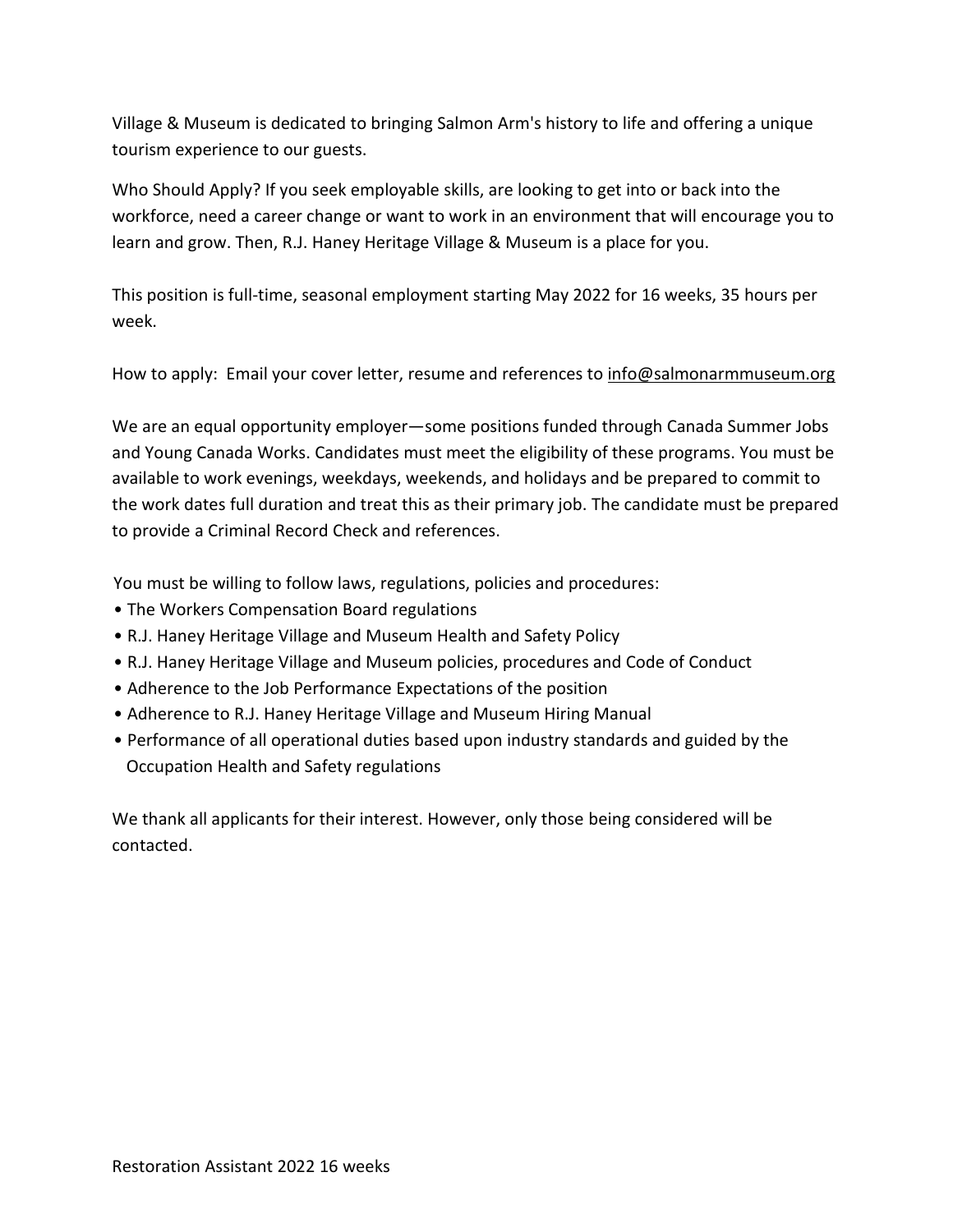Village & Museum is dedicated to bringing Salmon Arm's history to life and offering a unique tourism experience to our guests.

Who Should Apply? If you seek employable skills, are looking to get into or back into the workforce, need a career change or want to work in an environment that will encourage you to learn and grow. Then, R.J. Haney Heritage Village & Museum is a place for you.

This position is full-time, seasonal employment starting May 2022 for 16 weeks, 35 hours per week.

How to apply: Email your cover letter, resume and references to info@salmonarmmuseum.org

We are an equal opportunity employer—some positions funded through Canada Summer Jobs and Young Canada Works. Candidates must meet the eligibility of these programs. You must be available to work evenings, weekdays, weekends, and holidays and be prepared to commit to the work dates full duration and treat this as their primary job. The candidate must be prepared to provide a Criminal Record Check and references.

You must be willing to follow laws, regulations, policies and procedures:

- The Workers Compensation Board regulations
- R.J. Haney Heritage Village and Museum Health and Safety Policy
- R.J. Haney Heritage Village and Museum policies, procedures and Code of Conduct
- Adherence to the Job Performance Expectations of the position
- Adherence to R.J. Haney Heritage Village and Museum Hiring Manual
- Performance of all operational duties based upon industry standards and guided by the Occupation Health and Safety regulations

We thank all applicants for their interest. However, only those being considered will be contacted.